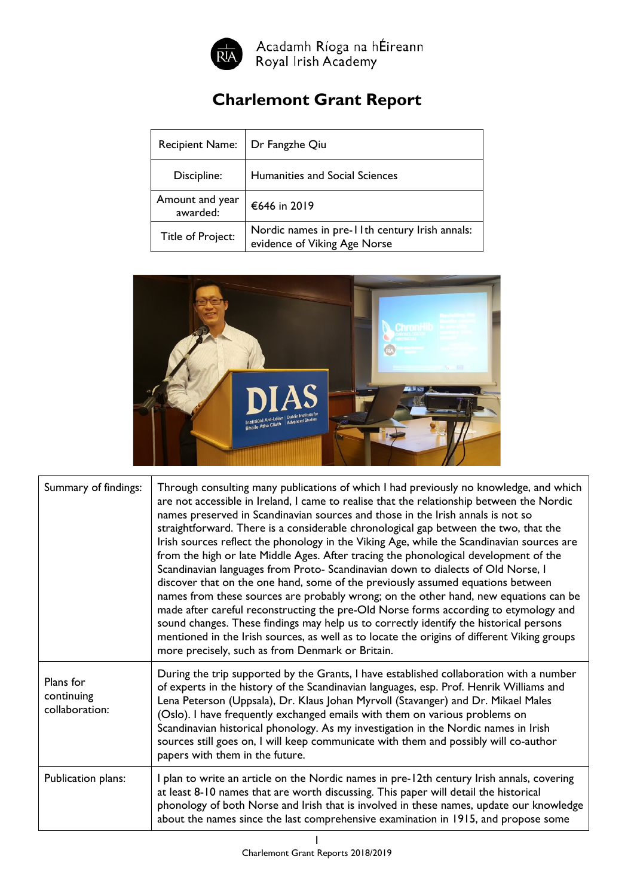Acadamh Ríoga na hÉireann
Royal Irish Academy

# Charlemont Grant Report

| Recipient Name: | Dr Fangzhe Qiu |
|---|---|
| Discipline: | Humanities and Social Sciences |
| Amount and year awarded: | €646 in 2019 |
| Title of Project: | Nordic names in pre-11th century Irish annals: evidence of Viking Age Norse |

| Summary of findings: | Through consulting many publications of which I had previously no knowledge, and which are not accessible in Ireland, I came to realise that the relationship between the Nordic names preserved in Scandinavian sources and those in the Irish annals is not so straightforward. There is a considerable chronological gap between the two, that the Irish sources reflect the phonology in the Viking Age, while the Scandinavian sources are from the high or late Middle Ages. After tracing the phonological development of the Scandinavian languages from Proto- Scandinavian down to dialects of Old Norse, I discover that on the one hand, some of the previously assumed equations between names from these sources are probably wrong; on the other hand, new equations can be made after careful reconstructing the pre-Old Norse forms according to etymology and sound changes. These findings may help us to correctly identify the historical persons mentioned in the Irish sources, as well as to locate the origins of different Viking groups more precisely, such as from Denmark or Britain. |
|---|---|
| Plans for continuing collaboration: | During the trip supported by the Grants, I have established collaboration with a number of experts in the history of the Scandinavian languages, esp. Prof. Henrik Williams and Lena Peterson (Uppsala), Dr. Klaus Johan Myrvoll (Stavanger) and Dr. Mikael Males (Oslo). I have frequently exchanged emails with them on various problems on Scandinavian historical phonology. As my investigation in the Nordic names in Irish sources still goes on, I will keep communicate with them and possibly will co-author papers with them in the future. |
| Publication plans: | I plan to write an article on the Nordic names in pre-12th century Irish annals, covering at least 8-10 names that are worth discussing. This paper will detail the historical phonology of both Norse and Irish that is involved in these names, update our knowledge about the names since the last comprehensive examination in 1915, and propose some |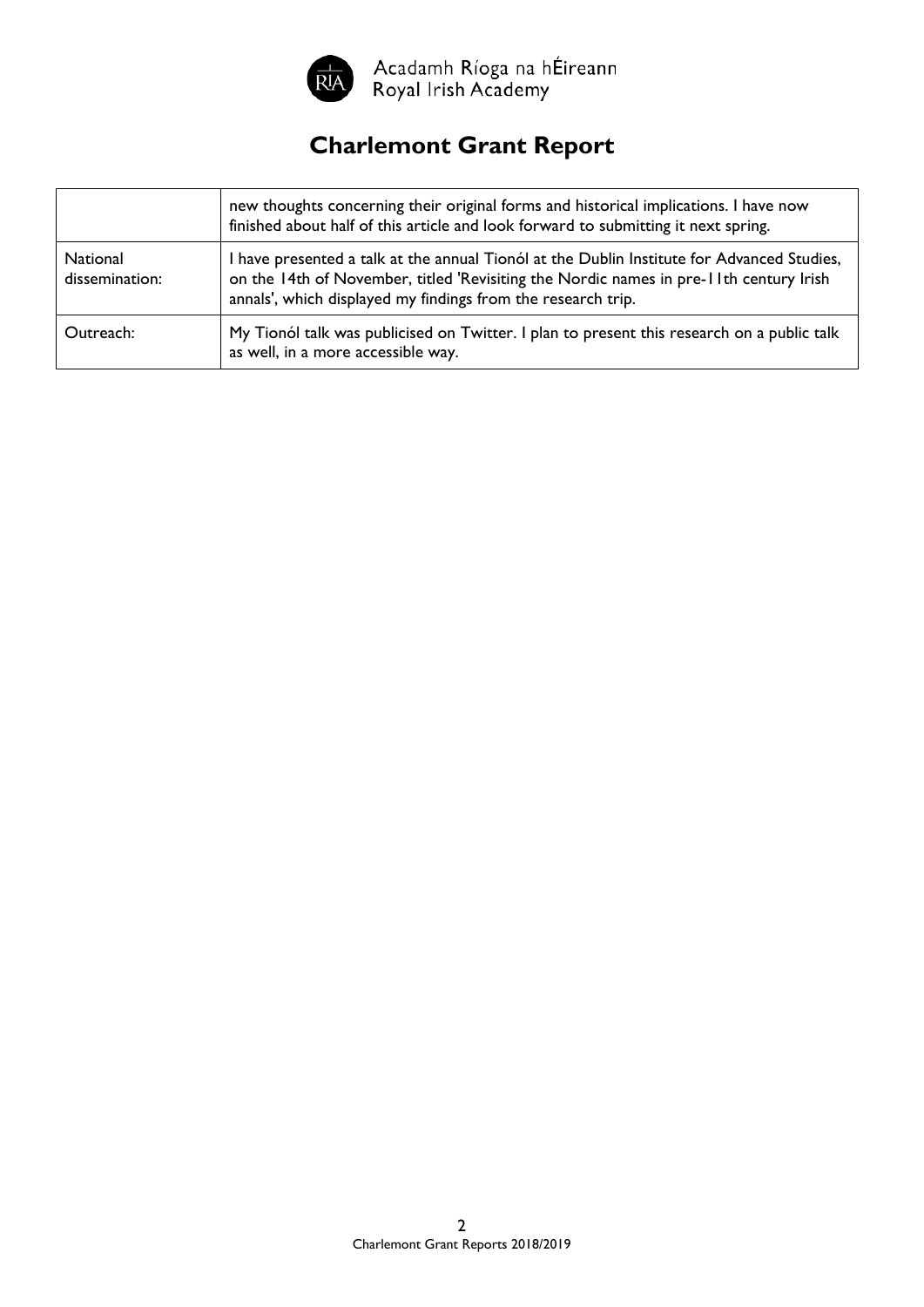# Charlemont Grant Report

| | |
|---|---|
| | new thoughts concerning their original forms and historical implications. I have now finished about half of this article and look forward to submitting it next spring. |
| National dissemination: | I have presented a talk at the annual Tionól at the Dublin Institute for Advanced Studies, on the 14th of November, titled 'Revisiting the Nordic names in pre-11th century Irish annals', which displayed my findings from the research trip. |
| Outreach: | My Tionól talk was publicised on Twitter. I plan to present this research on a public talk as well, in a more accessible way. |